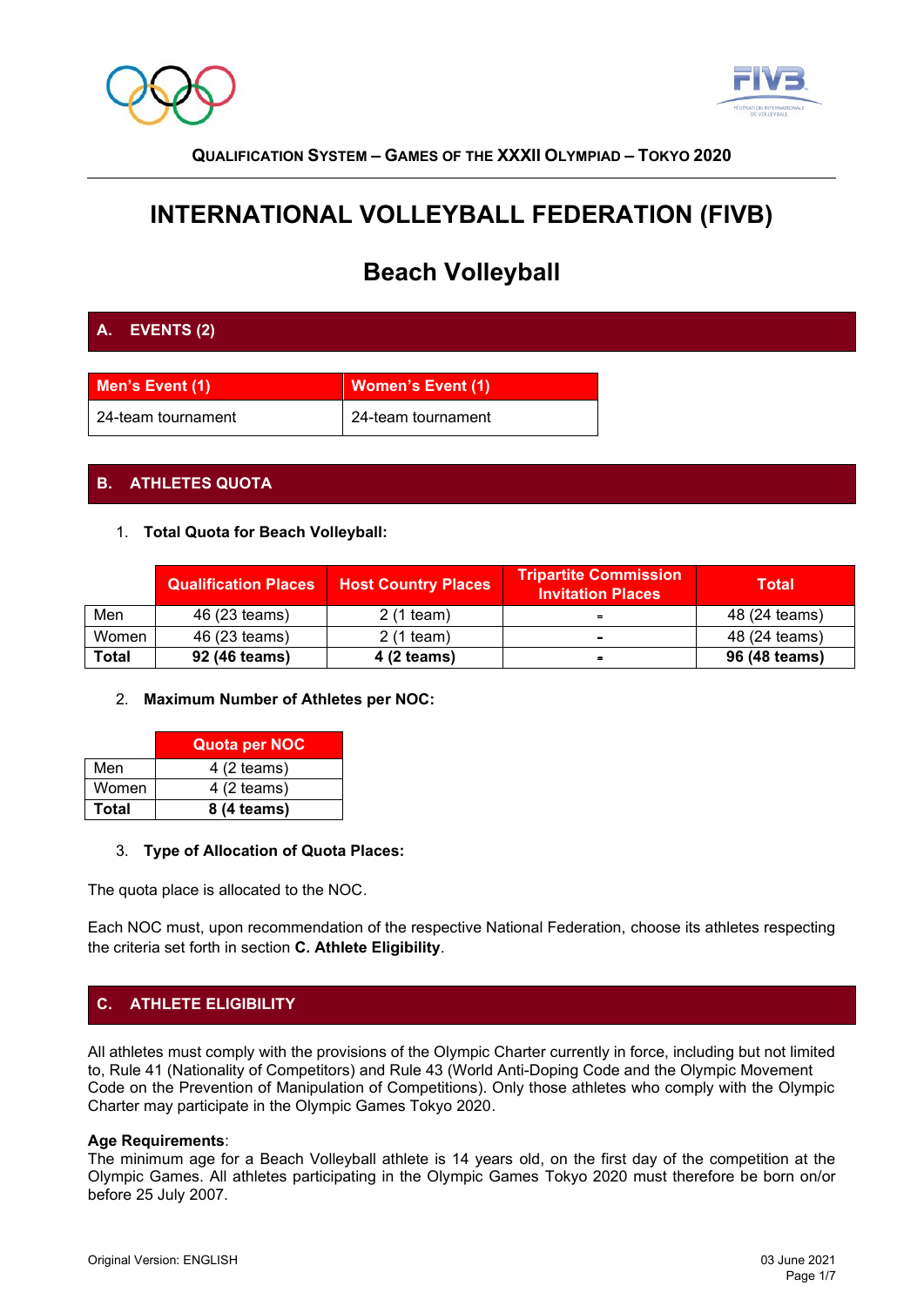**QUALIFICATION SYSTEM – GAMES OF THE XXXII OLYMPIAD – TOKYO 2020**

# INTERNATIONAL VOLLEYBALL FEDERATION (FIVB)

## Beach Volleyball

## A. EVENTS (2)

| Men's Event (1) | Women's Event (1) |
|---|---|
| 24-team tournament | 24-team tournament |

## B. ATHLETES QUOTA

1. **Total Quota for Beach Volleyball:**

| | Qualification Places | Host Country Places | Tripartite Commission Invitation Places | Total |
|---|---|---|---|---|
| Men | 46 (23 teams) | 2 (1 team) | - | 48 (24 teams) |
| Women | 46 (23 teams) | 2 (1 team) | - | 48 (24 teams) |
| **Total** | **92 (46 teams)** | **4 (2 teams)** | **-** | **96 (48 teams)** |

2. **Maximum Number of Athletes per NOC:**

| | Quota per NOC |
|---|---|
| Men | 4 (2 teams) |
| Women | 4 (2 teams) |
| **Total** | **8 (4 teams)** |

3. **Type of Allocation of Quota Places:**

The quota place is allocated to the NOC.

Each NOC must, upon recommendation of the respective National Federation, choose its athletes respecting the criteria set forth in section **C. Athlete Eligibility**.

## C. ATHLETE ELIGIBILITY

All athletes must comply with the provisions of the Olympic Charter currently in force, including but not limited to, Rule 41 (Nationality of Competitors) and Rule 43 (World Anti-Doping Code and the Olympic Movement Code on the Prevention of Manipulation of Competitions). Only those athletes who comply with the Olympic Charter may participate in the Olympic Games Tokyo 2020.

**Age Requirements**:
The minimum age for a Beach Volleyball athlete is 14 years old, on the first day of the competition at the Olympic Games. All athletes participating in the Olympic Games Tokyo 2020 must therefore be born on/or before 25 July 2007.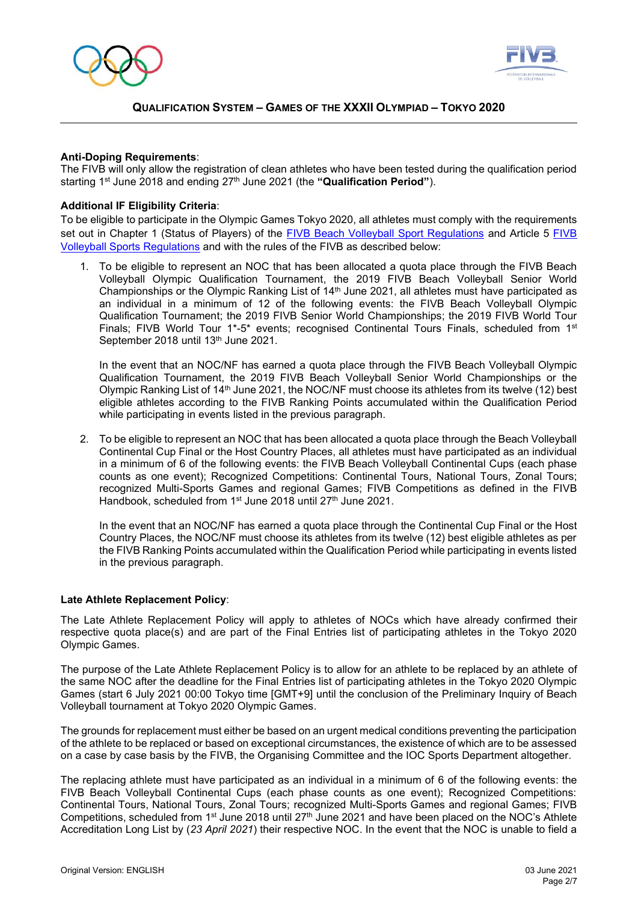**Anti-Doping Requirements**:
The FIVB will only allow the registration of clean athletes who have been tested during the qualification period starting 1st June 2018 and ending 27th June 2021 (the **"Qualification Period"**).

**Additional IF Eligibility Criteria**:
To be eligible to participate in the Olympic Games Tokyo 2020, all athletes must comply with the requirements set out in Chapter 1 (Status of Players) of the FIVB Beach Volleyball Sport Regulations and Article 5 FIVB Volleyball Sports Regulations and with the rules of the FIVB as described below:

1. To be eligible to represent an NOC that has been allocated a quota place through the FIVB Beach Volleyball Olympic Qualification Tournament, the 2019 FIVB Beach Volleyball Senior World Championships or the Olympic Ranking List of 14th June 2021, all athletes must have participated as an individual in a minimum of 12 of the following events: the FIVB Beach Volleyball Olympic Qualification Tournament; the 2019 FIVB Senior World Championships; the 2019 FIVB World Tour Finals; FIVB World Tour 1*-5* events; recognised Continental Tours Finals, scheduled from 1st September 2018 until 13th June 2021.

   In the event that an NOC/NF has earned a quota place through the FIVB Beach Volleyball Olympic Qualification Tournament, the 2019 FIVB Beach Volleyball Senior World Championships or the Olympic Ranking List of 14th June 2021, the NOC/NF must choose its athletes from its twelve (12) best eligible athletes according to the FIVB Ranking Points accumulated within the Qualification Period while participating in events listed in the previous paragraph.

2. To be eligible to represent an NOC that has been allocated a quota place through the Beach Volleyball Continental Cup Final or the Host Country Places, all athletes must have participated as an individual in a minimum of 6 of the following events: the FIVB Beach Volleyball Continental Cups (each phase counts as one event); Recognized Competitions: Continental Tours, National Tours, Zonal Tours; recognized Multi-Sports Games and regional Games; FIVB Competitions as defined in the FIVB Handbook, scheduled from 1st June 2018 until 27th June 2021.

   In the event that an NOC/NF has earned a quota place through the Continental Cup Final or the Host Country Places, the NOC/NF must choose its athletes from its twelve (12) best eligible athletes as per the FIVB Ranking Points accumulated within the Qualification Period while participating in events listed in the previous paragraph.

**Late Athlete Replacement Policy**:

The Late Athlete Replacement Policy will apply to athletes of NOCs which have already confirmed their respective quota place(s) and are part of the Final Entries list of participating athletes in the Tokyo 2020 Olympic Games.

The purpose of the Late Athlete Replacement Policy is to allow for an athlete to be replaced by an athlete of the same NOC after the deadline for the Final Entries list of participating athletes in the Tokyo 2020 Olympic Games (start 6 July 2021 00:00 Tokyo time [GMT+9] until the conclusion of the Preliminary Inquiry of Beach Volleyball tournament at Tokyo 2020 Olympic Games.

The grounds for replacement must either be based on an urgent medical conditions preventing the participation of the athlete to be replaced or based on exceptional circumstances, the existence of which are to be assessed on a case by case basis by the FIVB, the Organising Committee and the IOC Sports Department altogether.

The replacing athlete must have participated as an individual in a minimum of 6 of the following events: the FIVB Beach Volleyball Continental Cups (each phase counts as one event); Recognized Competitions: Continental Tours, National Tours, Zonal Tours; recognized Multi-Sports Games and regional Games; FIVB Competitions, scheduled from 1st June 2018 until 27th June 2021 and have been placed on the NOC's Athlete Accreditation Long List by (*23 April 2021*) their respective NOC. In the event that the NOC is unable to field a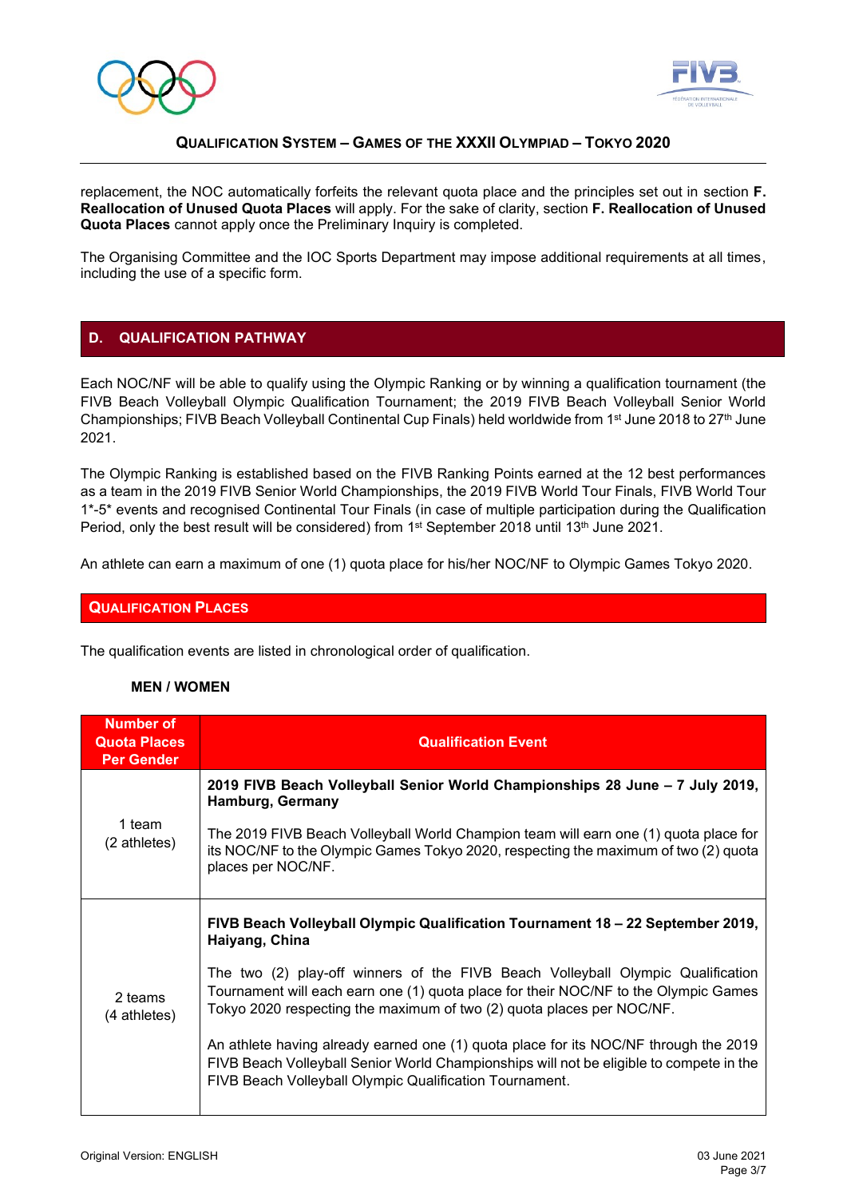replacement, the NOC automatically forfeits the relevant quota place and the principles set out in section **F. Reallocation of Unused Quota Places** will apply. For the sake of clarity, section **F. Reallocation of Unused Quota Places** cannot apply once the Preliminary Inquiry is completed.

The Organising Committee and the IOC Sports Department may impose additional requirements at all times, including the use of a specific form.

## D. QUALIFICATION PATHWAY

Each NOC/NF will be able to qualify using the Olympic Ranking or by winning a qualification tournament (the FIVB Beach Volleyball Olympic Qualification Tournament; the 2019 FIVB Beach Volleyball Senior World Championships; FIVB Beach Volleyball Continental Cup Finals) held worldwide from 1st June 2018 to 27th June 2021.

The Olympic Ranking is established based on the FIVB Ranking Points earned at the 12 best performances as a team in the 2019 FIVB Senior World Championships, the 2019 FIVB World Tour Finals, FIVB World Tour 1*-5* events and recognised Continental Tour Finals (in case of multiple participation during the Qualification Period, only the best result will be considered) from 1st September 2018 until 13th June 2021.

An athlete can earn a maximum of one (1) quota place for his/her NOC/NF to Olympic Games Tokyo 2020.

### QUALIFICATION PLACES

The qualification events are listed in chronological order of qualification.

**MEN / WOMEN**

| Number of Quota Places Per Gender | Qualification Event |
|---|---|
| 1 team (2 athletes) | **2019 FIVB Beach Volleyball Senior World Championships 28 June – 7 July 2019, Hamburg, Germany**<br><br>The 2019 FIVB Beach Volleyball World Champion team will earn one (1) quota place for its NOC/NF to the Olympic Games Tokyo 2020, respecting the maximum of two (2) quota places per NOC/NF. |
| 2 teams (4 athletes) | **FIVB Beach Volleyball Olympic Qualification Tournament 18 – 22 September 2019, Haiyang, China**<br><br>The two (2) play-off winners of the FIVB Beach Volleyball Olympic Qualification Tournament will each earn one (1) quota place for their NOC/NF to the Olympic Games Tokyo 2020 respecting the maximum of two (2) quota places per NOC/NF.<br><br>An athlete having already earned one (1) quota place for its NOC/NF through the 2019 FIVB Beach Volleyball Senior World Championships will not be eligible to compete in the FIVB Beach Volleyball Olympic Qualification Tournament. |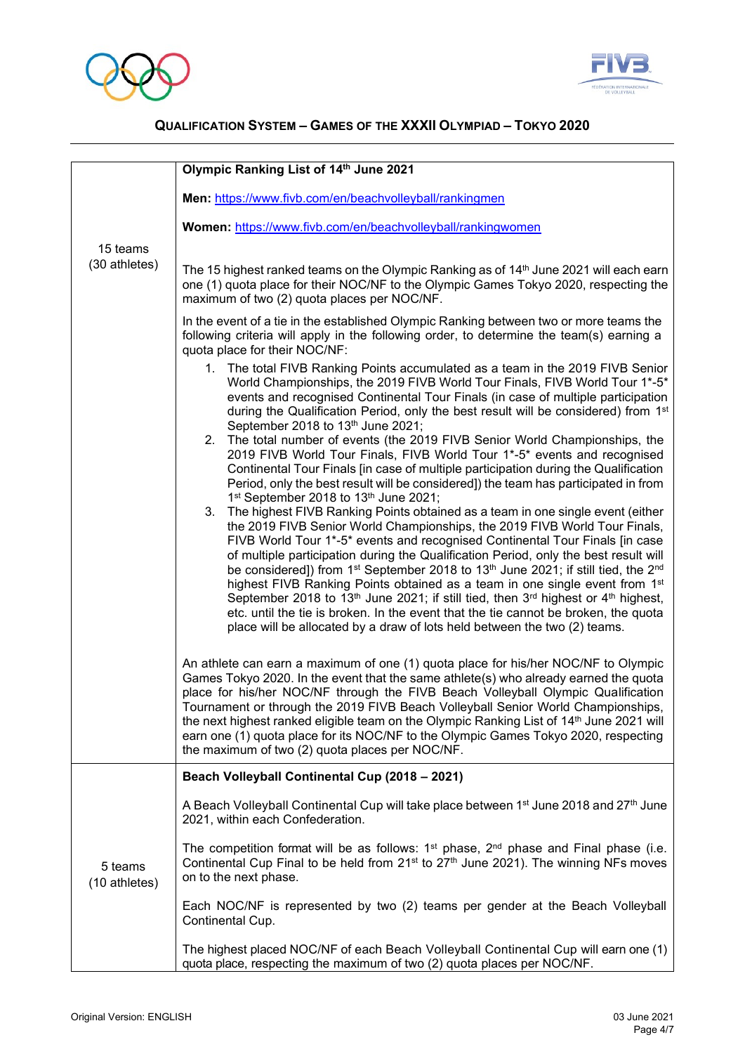| | |
|---|---|
| 15 teams (30 athletes) | **Olympic Ranking List of 14th June 2021**<br><br>**Men:** https://www.fivb.com/en/beachvolleyball/rankingmen<br><br>**Women:** https://www.fivb.com/en/beachvolleyball/rankingwomen<br><br>The 15 highest ranked teams on the Olympic Ranking as of 14th June 2021 will each earn one (1) quota place for their NOC/NF to the Olympic Games Tokyo 2020, respecting the maximum of two (2) quota places per NOC/NF.<br><br>In the event of a tie in the established Olympic Ranking between two or more teams the following criteria will apply in the following order, to determine the team(s) earning a quota place for their NOC/NF:<br><br>1. The total FIVB Ranking Points accumulated as a team in the 2019 FIVB Senior World Championships, the 2019 FIVB World Tour Finals, FIVB World Tour 1*-5* events and recognised Continental Tour Finals (in case of multiple participation during the Qualification Period, only the best result will be considered) from 1st September 2018 to 13th June 2021;<br>2. The total number of events (the 2019 FIVB Senior World Championships, the 2019 FIVB World Tour Finals, FIVB World Tour 1*-5* events and recognised Continental Tour Finals [in case of multiple participation during the Qualification Period, only the best result will be considered]) the team has participated in from 1st September 2018 to 13th June 2021;<br>3. The highest FIVB Ranking Points obtained as a team in one single event (either the 2019 FIVB Senior World Championships, the 2019 FIVB World Tour Finals, FIVB World Tour 1*-5* events and recognised Continental Tour Finals [in case of multiple participation during the Qualification Period, only the best result will be considered]) from 1st September 2018 to 13th June 2021; if still tied, the 2nd highest FIVB Ranking Points obtained as a team in one single event from 1st September 2018 to 13th June 2021; if still tied, then 3rd highest or 4th highest, etc. until the tie is broken. In the event that the tie cannot be broken, the quota place will be allocated by a draw of lots held between the two (2) teams.<br><br>An athlete can earn a maximum of one (1) quota place for his/her NOC/NF to Olympic Games Tokyo 2020. In the event that the same athlete(s) who already earned the quota place for his/her NOC/NF through the FIVB Beach Volleyball Olympic Qualification Tournament or through the 2019 FIVB Beach Volleyball Senior World Championships, the next highest ranked eligible team on the Olympic Ranking List of 14th June 2021 will earn one (1) quota place for its NOC/NF to the Olympic Games Tokyo 2020, respecting the maximum of two (2) quota places per NOC/NF. |
| 5 teams (10 athletes) | **Beach Volleyball Continental Cup (2018 – 2021)**<br><br>A Beach Volleyball Continental Cup will take place between 1st June 2018 and 27th June 2021, within each Confederation.<br><br>The competition format will be as follows: 1st phase, 2nd phase and Final phase (i.e. Continental Cup Final to be held from 21st to 27th June 2021). The winning NFs moves on to the next phase.<br><br>Each NOC/NF is represented by two (2) teams per gender at the Beach Volleyball Continental Cup.<br><br>The highest placed NOC/NF of each Beach Volleyball Continental Cup will earn one (1) quota place, respecting the maximum of two (2) quota places per NOC/NF. |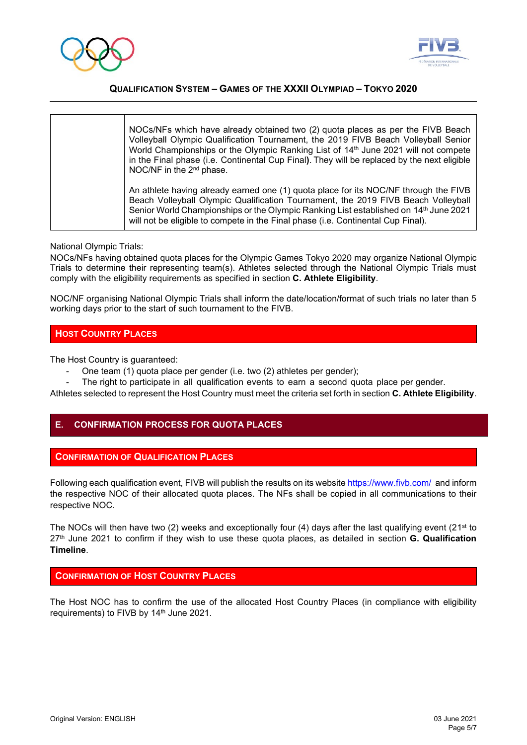| | |
|---|---|
| | NOCs/NFs which have already obtained two (2) quota places as per the FIVB Beach Volleyball Olympic Qualification Tournament, the 2019 FIVB Beach Volleyball Senior World Championships or the Olympic Ranking List of 14th June 2021 will not compete in the Final phase (i.e. Continental Cup Final**)**. They will be replaced by the next eligible NOC/NF in the 2nd phase.<br><br>An athlete having already earned one (1) quota place for its NOC/NF through the FIVB Beach Volleyball Olympic Qualification Tournament, the 2019 FIVB Beach Volleyball Senior World Championships or the Olympic Ranking List established on 14th June 2021 will not be eligible to compete in the Final phase (i.e. Continental Cup Final). |

National Olympic Trials:
NOCs/NFs having obtained quota places for the Olympic Games Tokyo 2020 may organize National Olympic Trials to determine their representing team(s). Athletes selected through the National Olympic Trials must comply with the eligibility requirements as specified in section **C. Athlete Eligibility**.

NOC/NF organising National Olympic Trials shall inform the date/location/format of such trials no later than 5 working days prior to the start of such tournament to the FIVB.

### Host Country Places

The Host Country is guaranteed:

- One team (1) quota place per gender (i.e. two (2) athletes per gender);
- The right to participate in all qualification events to earn a second quota place per gender.

Athletes selected to represent the Host Country must meet the criteria set forth in section **C. Athlete Eligibility**.

## E. CONFIRMATION PROCESS FOR QUOTA PLACES

### Confirmation of Qualification Places

Following each qualification event, FIVB will publish the results on its website https://www.fivb.com/ and inform the respective NOC of their allocated quota places. The NFs shall be copied in all communications to their respective NOC.

The NOCs will then have two (2) weeks and exceptionally four (4) days after the last qualifying event (21st to 27th June 2021 to confirm if they wish to use these quota places, as detailed in section **G. Qualification Timeline**.

### Confirmation of Host Country Places

The Host NOC has to confirm the use of the allocated Host Country Places (in compliance with eligibility requirements) to FIVB by 14th June 2021.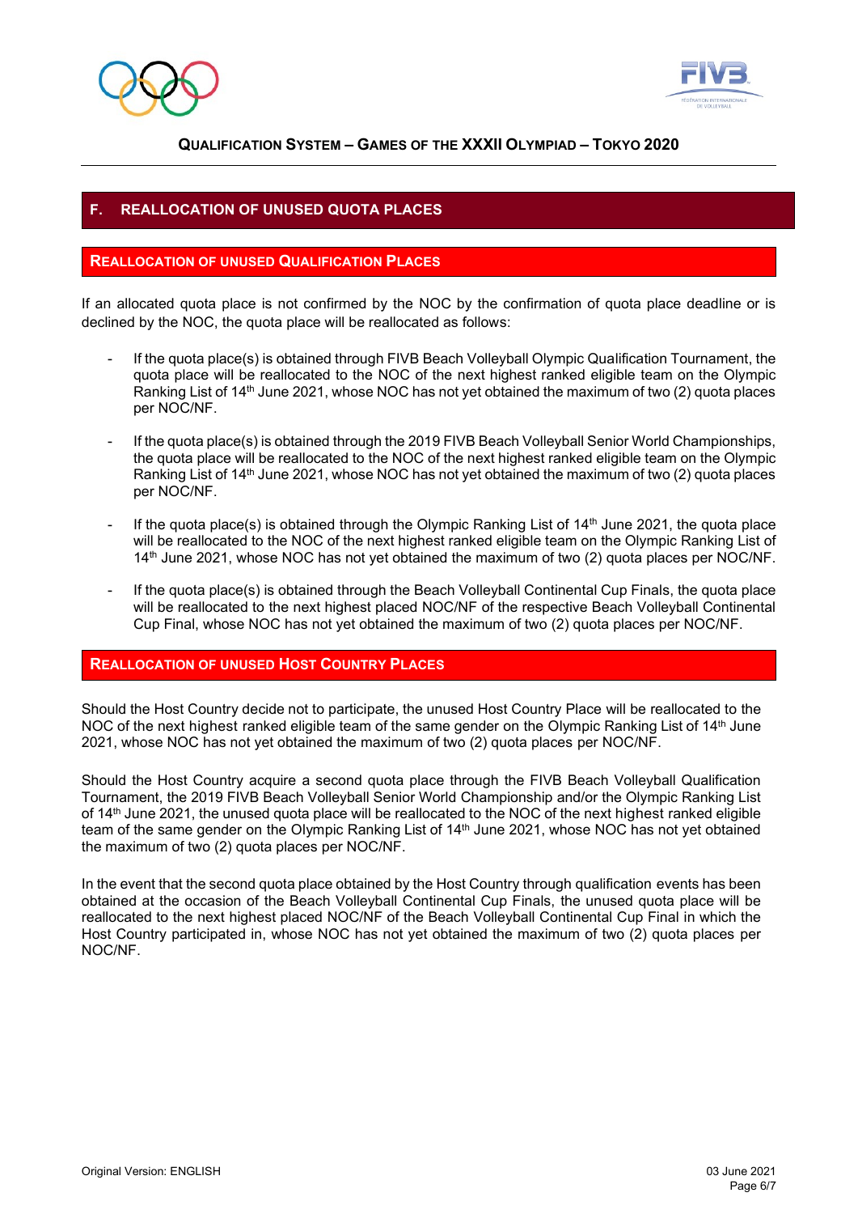## F. REALLOCATION OF UNUSED QUOTA PLACES

### REALLOCATION OF UNUSED QUALIFICATION PLACES

If an allocated quota place is not confirmed by the NOC by the confirmation of quota place deadline or is declined by the NOC, the quota place will be reallocated as follows:

- If the quota place(s) is obtained through FIVB Beach Volleyball Olympic Qualification Tournament, the quota place will be reallocated to the NOC of the next highest ranked eligible team on the Olympic Ranking List of 14th June 2021, whose NOC has not yet obtained the maximum of two (2) quota places per NOC/NF.

- If the quota place(s) is obtained through the 2019 FIVB Beach Volleyball Senior World Championships, the quota place will be reallocated to the NOC of the next highest ranked eligible team on the Olympic Ranking List of 14th June 2021, whose NOC has not yet obtained the maximum of two (2) quota places per NOC/NF.

- If the quota place(s) is obtained through the Olympic Ranking List of 14th June 2021, the quota place will be reallocated to the NOC of the next highest ranked eligible team on the Olympic Ranking List of 14th June 2021, whose NOC has not yet obtained the maximum of two (2) quota places per NOC/NF.

- If the quota place(s) is obtained through the Beach Volleyball Continental Cup Finals, the quota place will be reallocated to the next highest placed NOC/NF of the respective Beach Volleyball Continental Cup Final, whose NOC has not yet obtained the maximum of two (2) quota places per NOC/NF.

### REALLOCATION OF UNUSED HOST COUNTRY PLACES

Should the Host Country decide not to participate, the unused Host Country Place will be reallocated to the NOC of the next highest ranked eligible team of the same gender on the Olympic Ranking List of 14th June 2021, whose NOC has not yet obtained the maximum of two (2) quota places per NOC/NF.

Should the Host Country acquire a second quota place through the FIVB Beach Volleyball Qualification Tournament, the 2019 FIVB Beach Volleyball Senior World Championship and/or the Olympic Ranking List of 14th June 2021, the unused quota place will be reallocated to the NOC of the next highest ranked eligible team of the same gender on the Olympic Ranking List of 14th June 2021, whose NOC has not yet obtained the maximum of two (2) quota places per NOC/NF.

In the event that the second quota place obtained by the Host Country through qualification events has been obtained at the occasion of the Beach Volleyball Continental Cup Finals, the unused quota place will be reallocated to the next highest placed NOC/NF of the Beach Volleyball Continental Cup Final in which the Host Country participated in, whose NOC has not yet obtained the maximum of two (2) quota places per NOC/NF.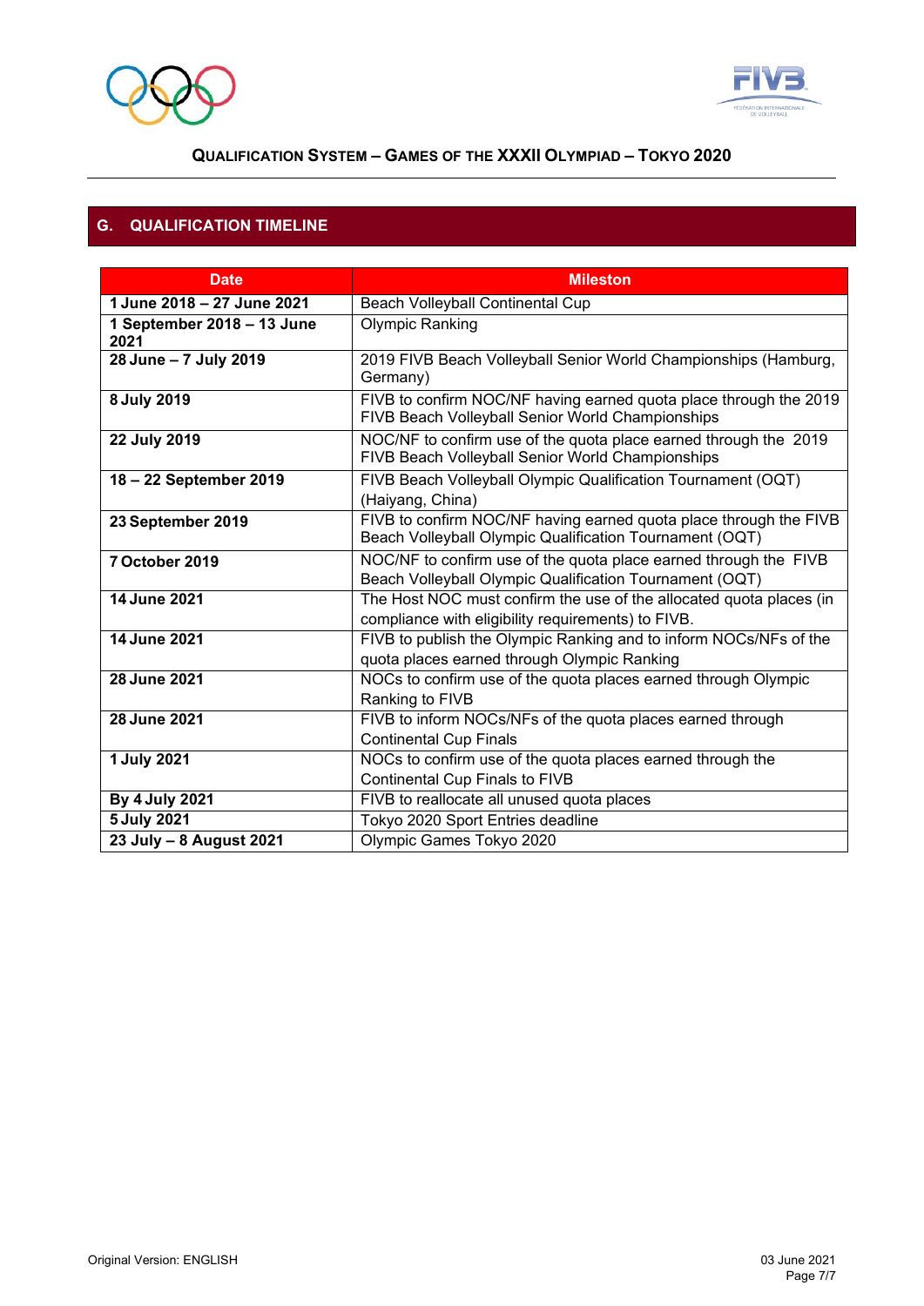## G. QUALIFICATION TIMELINE

| Date | Mileston |
|---|---|
| **1 June 2018 – 27 June 2021** | Beach Volleyball Continental Cup |
| **1 September 2018 – 13 June 2021** | Olympic Ranking |
| **28 June – 7 July 2019** | 2019 FIVB Beach Volleyball Senior World Championships (Hamburg, Germany) |
| **8 July 2019** | FIVB to confirm NOC/NF having earned quota place through the 2019 FIVB Beach Volleyball Senior World Championships |
| **22 July 2019** | NOC/NF to confirm use of the quota place earned through the 2019 FIVB Beach Volleyball Senior World Championships |
| **18 – 22 September 2019** | FIVB Beach Volleyball Olympic Qualification Tournament (OQT) (Haiyang, China) |
| **23 September 2019** | FIVB to confirm NOC/NF having earned quota place through the FIVB Beach Volleyball Olympic Qualification Tournament (OQT) |
| **7 October 2019** | NOC/NF to confirm use of the quota place earned through the FIVB Beach Volleyball Olympic Qualification Tournament (OQT) |
| **14 June 2021** | The Host NOC must confirm the use of the allocated quota places (in compliance with eligibility requirements) to FIVB. |
| **14 June 2021** | FIVB to publish the Olympic Ranking and to inform NOCs/NFs of the quota places earned through Olympic Ranking |
| **28 June 2021** | NOCs to confirm use of the quota places earned through Olympic Ranking to FIVB |
| **28 June 2021** | FIVB to inform NOCs/NFs of the quota places earned through Continental Cup Finals |
| **1 July 2021** | NOCs to confirm use of the quota places earned through the Continental Cup Finals to FIVB |
| **By 4 July 2021** | FIVB to reallocate all unused quota places |
| **5 July 2021** | Tokyo 2020 Sport Entries deadline |
| **23 July – 8 August 2021** | Olympic Games Tokyo 2020 |